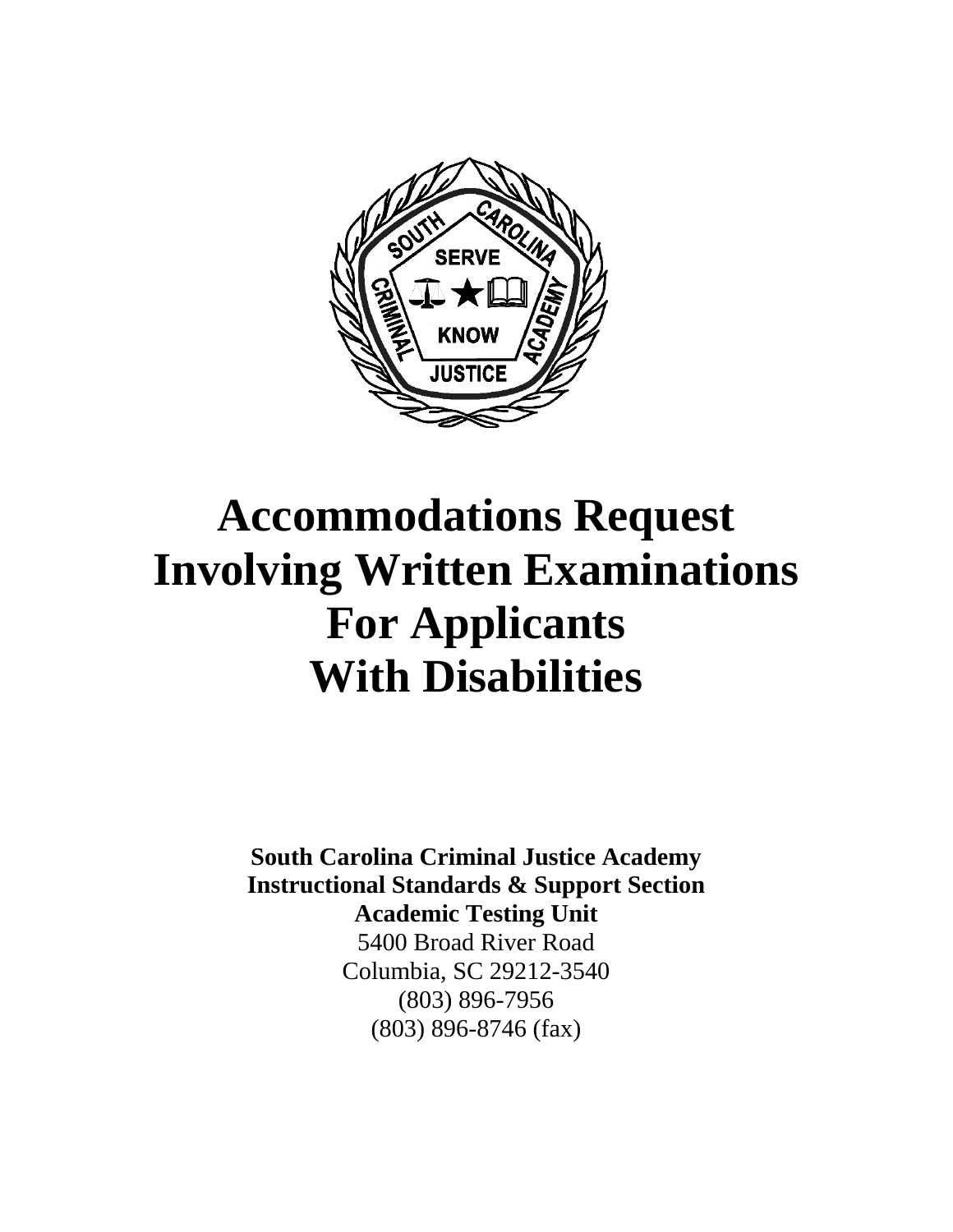# Accommodations Request Involving Written Examinations For Applicants With Disabilities

**South Carolina Criminal Justice Academy**
**Instructional Standards & Support Section**
**Academic Testing Unit**
5400 Broad River Road
Columbia, SC 29212-3540
(803) 896-7956
(803) 896-8746 (fax)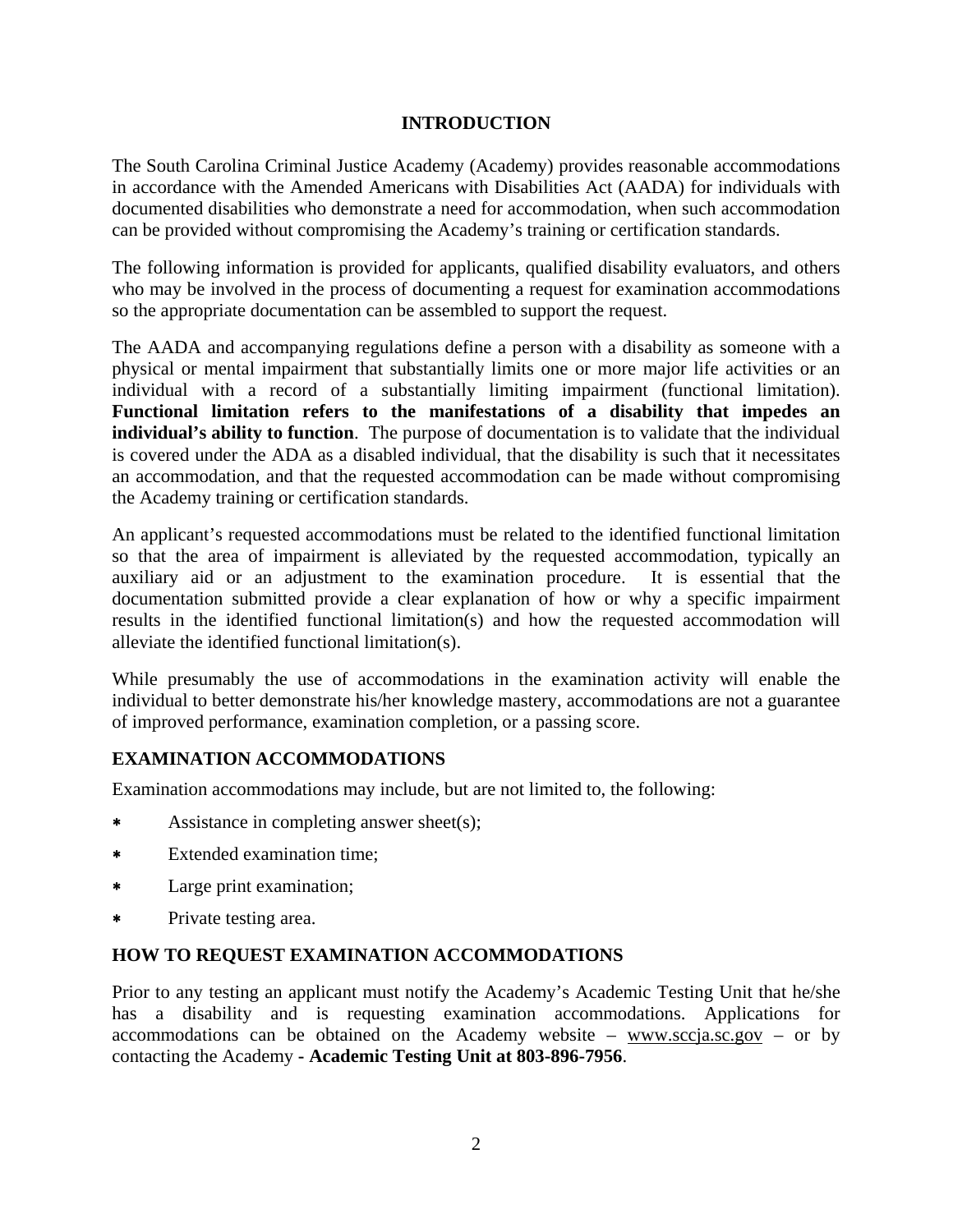## INTRODUCTION

The South Carolina Criminal Justice Academy (Academy) provides reasonable accommodations in accordance with the Amended Americans with Disabilities Act (AADA) for individuals with documented disabilities who demonstrate a need for accommodation, when such accommodation can be provided without compromising the Academy's training or certification standards.

The following information is provided for applicants, qualified disability evaluators, and others who may be involved in the process of documenting a request for examination accommodations so the appropriate documentation can be assembled to support the request.

The AADA and accompanying regulations define a person with a disability as someone with a physical or mental impairment that substantially limits one or more major life activities or an individual with a record of a substantially limiting impairment (functional limitation). **Functional limitation refers to the manifestations of a disability that impedes an individual's ability to function**. The purpose of documentation is to validate that the individual is covered under the ADA as a disabled individual, that the disability is such that it necessitates an accommodation, and that the requested accommodation can be made without compromising the Academy training or certification standards.

An applicant's requested accommodations must be related to the identified functional limitation so that the area of impairment is alleviated by the requested accommodation, typically an auxiliary aid or an adjustment to the examination procedure. It is essential that the documentation submitted provide a clear explanation of how or why a specific impairment results in the identified functional limitation(s) and how the requested accommodation will alleviate the identified functional limitation(s).

While presumably the use of accommodations in the examination activity will enable the individual to better demonstrate his/her knowledge mastery, accommodations are not a guarantee of improved performance, examination completion, or a passing score.

### EXAMINATION ACCOMMODATIONS

Examination accommodations may include, but are not limited to, the following:

- Assistance in completing answer sheet(s);
- Extended examination time;
- Large print examination;
- Private testing area.

### HOW TO REQUEST EXAMINATION ACCOMMODATIONS

Prior to any testing an applicant must notify the Academy's Academic Testing Unit that he/she has a disability and is requesting examination accommodations. Applications for accommodations can be obtained on the Academy website – www.sccja.sc.gov – or by contacting the Academy **- Academic Testing Unit at 803-896-7956**.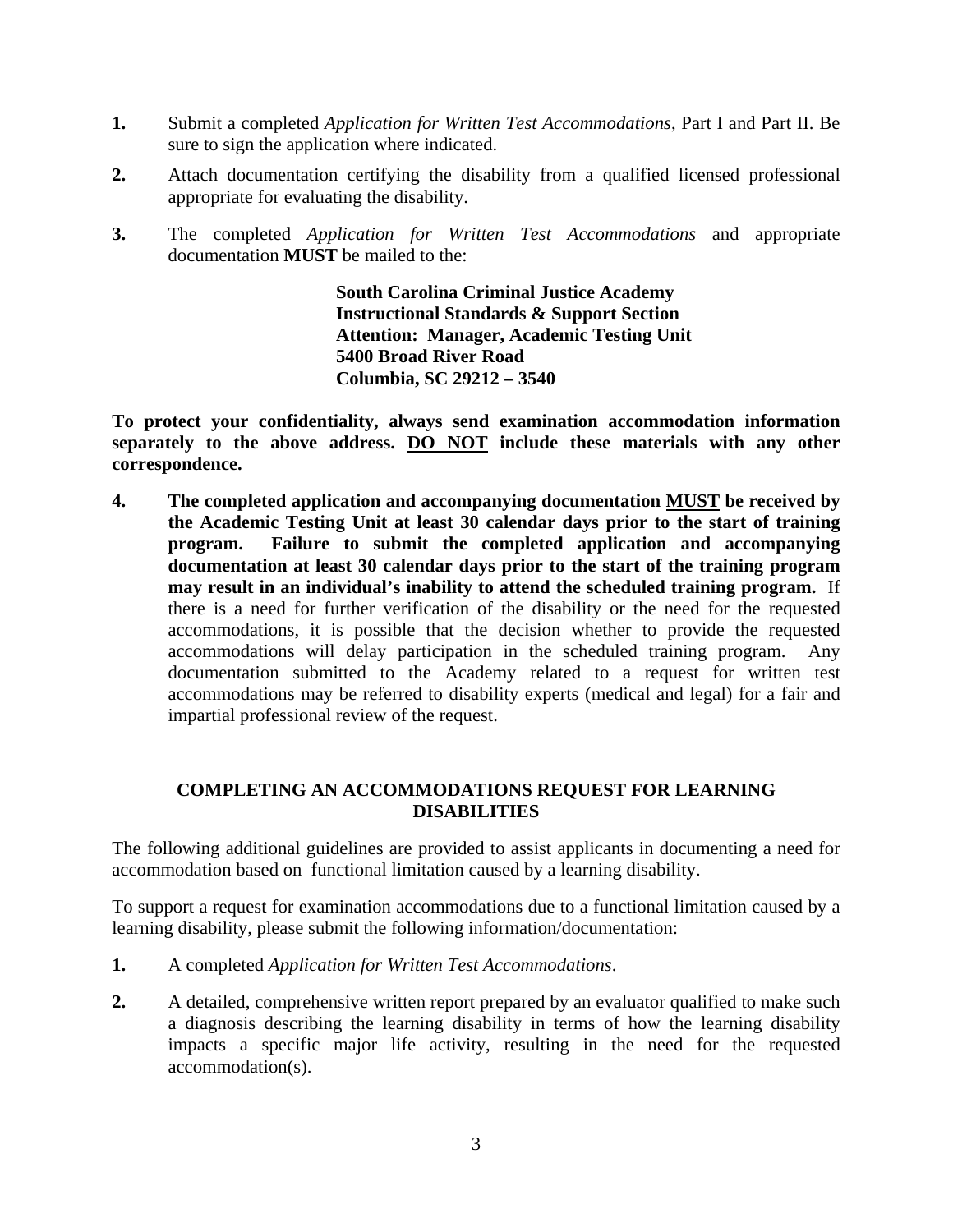1. Submit a completed *Application for Written Test Accommodations*, Part I and Part II. Be sure to sign the application where indicated.

2. Attach documentation certifying the disability from a qualified licensed professional appropriate for evaluating the disability.

3. The completed *Application for Written Test Accommodations* and appropriate documentation **MUST** be mailed to the:

   **South Carolina Criminal Justice Academy**
   **Instructional Standards & Support Section**
   **Attention: Manager, Academic Testing Unit**
   **5400 Broad River Road**
   **Columbia, SC 29212 – 3540**

**To protect your confidentiality, always send examination accommodation information separately to the above address. <u>DO NOT</u> include these materials with any other correspondence.**

4. **The completed application and accompanying documentation <u>MUST</u> be received by the Academic Testing Unit at least 30 calendar days prior to the start of training program. Failure to submit the completed application and accompanying documentation at least 30 calendar days prior to the start of the training program may result in an individual's inability to attend the scheduled training program.** If there is a need for further verification of the disability or the need for the requested accommodations, it is possible that the decision whether to provide the requested accommodations will delay participation in the scheduled training program. Any documentation submitted to the Academy related to a request for written test accommodations may be referred to disability experts (medical and legal) for a fair and impartial professional review of the request.

## COMPLETING AN ACCOMMODATIONS REQUEST FOR LEARNING DISABILITIES

The following additional guidelines are provided to assist applicants in documenting a need for accommodation based on functional limitation caused by a learning disability.

To support a request for examination accommodations due to a functional limitation caused by a learning disability, please submit the following information/documentation:

1. A completed *Application for Written Test Accommodations*.

2. A detailed, comprehensive written report prepared by an evaluator qualified to make such a diagnosis describing the learning disability in terms of how the learning disability impacts a specific major life activity, resulting in the need for the requested accommodation(s).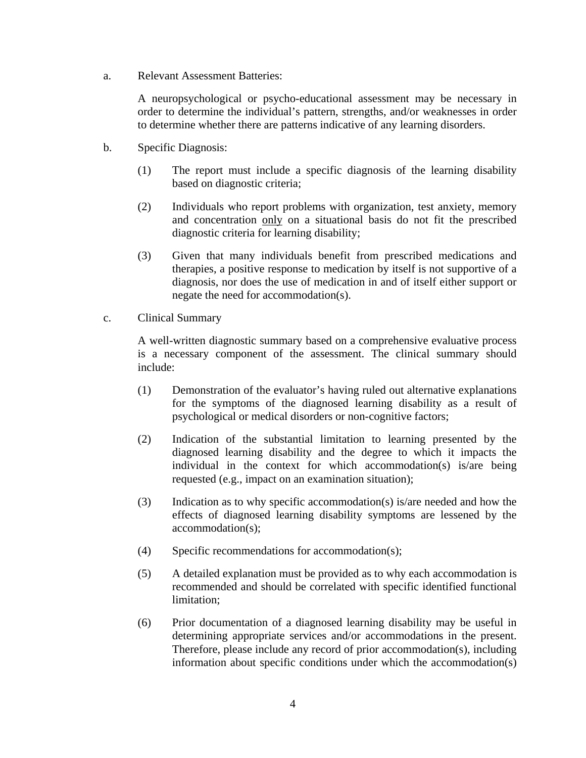a. Relevant Assessment Batteries:

A neuropsychological or psycho-educational assessment may be necessary in order to determine the individual's pattern, strengths, and/or weaknesses in order to determine whether there are patterns indicative of any learning disorders.

b. Specific Diagnosis:

(1) The report must include a specific diagnosis of the learning disability based on diagnostic criteria;

(2) Individuals who report problems with organization, test anxiety, memory and concentration <u>only</u> on a situational basis do not fit the prescribed diagnostic criteria for learning disability;

(3) Given that many individuals benefit from prescribed medications and therapies, a positive response to medication by itself is not supportive of a diagnosis, nor does the use of medication in and of itself either support or negate the need for accommodation(s).

c. Clinical Summary

A well-written diagnostic summary based on a comprehensive evaluative process is a necessary component of the assessment. The clinical summary should include:

(1) Demonstration of the evaluator's having ruled out alternative explanations for the symptoms of the diagnosed learning disability as a result of psychological or medical disorders or non-cognitive factors;

(2) Indication of the substantial limitation to learning presented by the diagnosed learning disability and the degree to which it impacts the individual in the context for which accommodation(s) is/are being requested (e.g., impact on an examination situation);

(3) Indication as to why specific accommodation(s) is/are needed and how the effects of diagnosed learning disability symptoms are lessened by the accommodation(s);

(4) Specific recommendations for accommodation(s);

(5) A detailed explanation must be provided as to why each accommodation is recommended and should be correlated with specific identified functional limitation;

(6) Prior documentation of a diagnosed learning disability may be useful in determining appropriate services and/or accommodations in the present. Therefore, please include any record of prior accommodation(s), including information about specific conditions under which the accommodation(s)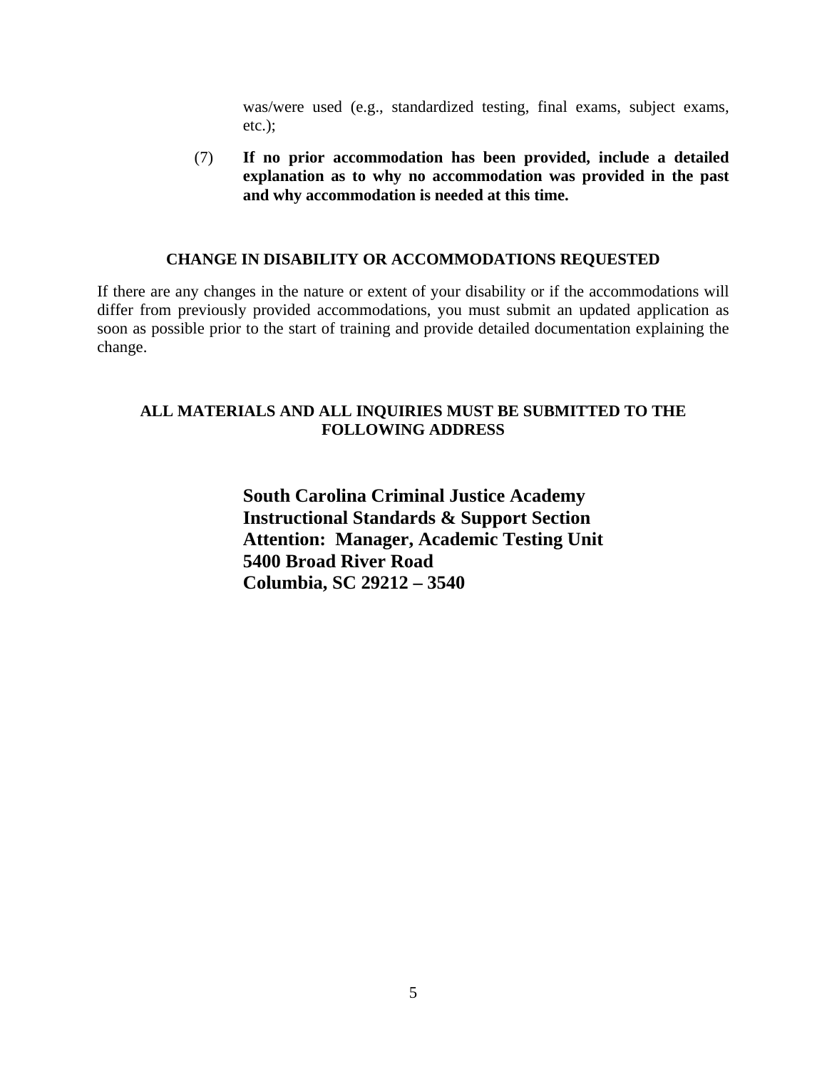was/were used (e.g., standardized testing, final exams, subject exams, etc.);

(7) **If no prior accommodation has been provided, include a detailed explanation as to why no accommodation was provided in the past and why accommodation is needed at this time.**

## CHANGE IN DISABILITY OR ACCOMMODATIONS REQUESTED

If there are any changes in the nature or extent of your disability or if the accommodations will differ from previously provided accommodations, you must submit an updated application as soon as possible prior to the start of training and provide detailed documentation explaining the change.

## ALL MATERIALS AND ALL INQUIRIES MUST BE SUBMITTED TO THE FOLLOWING ADDRESS

**South Carolina Criminal Justice Academy**
**Instructional Standards & Support Section**
**Attention: Manager, Academic Testing Unit**
**5400 Broad River Road**
**Columbia, SC 29212 – 3540**